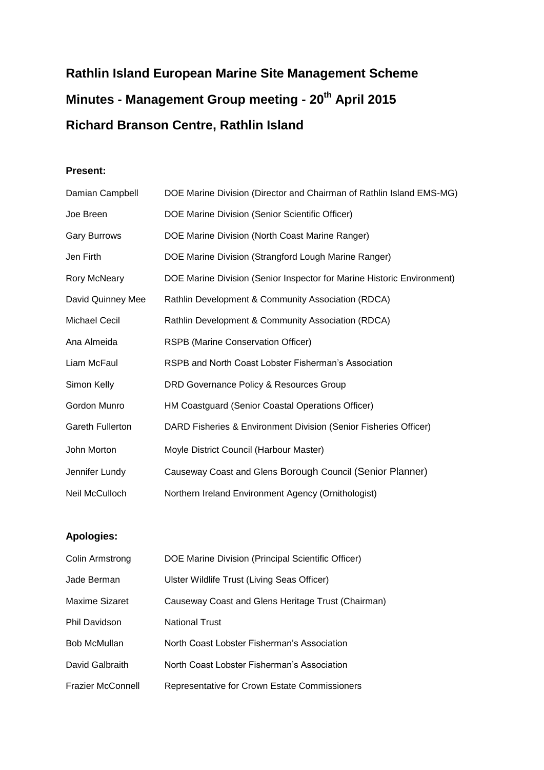# Rathlin Island European Marine Site Management Scheme

## Minutes - Management Group meeting - 20th April 2015

## Richard Branson Centre, Rathlin Island

**Present:**

| | |
|---|---|
| Damian Campbell | DOE Marine Division (Director and Chairman of Rathlin Island EMS-MG) |
| Joe Breen | DOE Marine Division (Senior Scientific Officer) |
| Gary Burrows | DOE Marine Division (North Coast Marine Ranger) |
| Jen Firth | DOE Marine Division (Strangford Lough Marine Ranger) |
| Rory McNeary | DOE Marine Division (Senior Inspector for Marine Historic Environment) |
| David Quinney Mee | Rathlin Development & Community Association (RDCA) |
| Michael Cecil | Rathlin Development & Community Association (RDCA) |
| Ana Almeida | RSPB (Marine Conservation Officer) |
| Liam McFaul | RSPB and North Coast Lobster Fisherman's Association |
| Simon Kelly | DRD Governance Policy & Resources Group |
| Gordon Munro | HM Coastguard (Senior Coastal Operations Officer) |
| Gareth Fullerton | DARD Fisheries & Environment Division (Senior Fisheries Officer) |
| John Morton | Moyle District Council (Harbour Master) |
| Jennifer Lundy | Causeway Coast and Glens Borough Council (Senior Planner) |
| Neil McCulloch | Northern Ireland Environment Agency (Ornithologist) |

**Apologies:**

| | |
|---|---|
| Colin Armstrong | DOE Marine Division (Principal Scientific Officer) |
| Jade Berman | Ulster Wildlife Trust (Living Seas Officer) |
| Maxime Sizaret | Causeway Coast and Glens Heritage Trust (Chairman) |
| Phil Davidson | National Trust |
| Bob McMullan | North Coast Lobster Fisherman's Association |
| David Galbraith | North Coast Lobster Fisherman's Association |
| Frazier McConnell | Representative for Crown Estate Commissioners |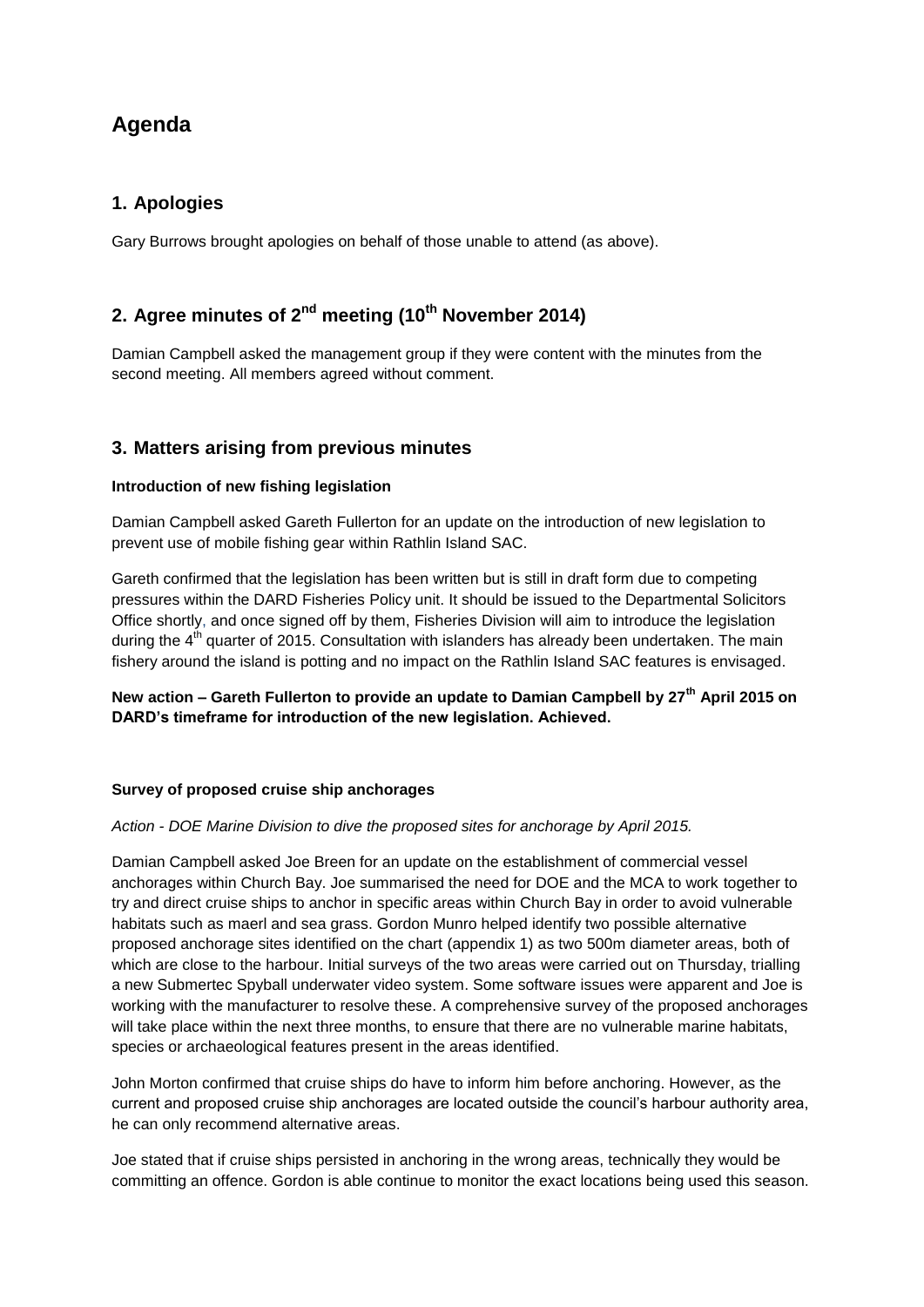# Agenda

## 1. Apologies

Gary Burrows brought apologies on behalf of those unable to attend (as above).

## 2. Agree minutes of 2nd meeting (10th November 2014)

Damian Campbell asked the management group if they were content with the minutes from the second meeting. All members agreed without comment.

## 3. Matters arising from previous minutes

**Introduction of new fishing legislation**

Damian Campbell asked Gareth Fullerton for an update on the introduction of new legislation to prevent use of mobile fishing gear within Rathlin Island SAC.

Gareth confirmed that the legislation has been written but is still in draft form due to competing pressures within the DARD Fisheries Policy unit. It should be issued to the Departmental Solicitors Office shortly, and once signed off by them, Fisheries Division will aim to introduce the legislation during the 4th quarter of 2015. Consultation with islanders has already been undertaken. The main fishery around the island is potting and no impact on the Rathlin Island SAC features is envisaged.

**New action – Gareth Fullerton to provide an update to Damian Campbell by 27th April 2015 on DARD's timeframe for introduction of the new legislation. Achieved.**

**Survey of proposed cruise ship anchorages**

*Action - DOE Marine Division to dive the proposed sites for anchorage by April 2015.*

Damian Campbell asked Joe Breen for an update on the establishment of commercial vessel anchorages within Church Bay. Joe summarised the need for DOE and the MCA to work together to try and direct cruise ships to anchor in specific areas within Church Bay in order to avoid vulnerable habitats such as maerl and sea grass. Gordon Munro helped identify two possible alternative proposed anchorage sites identified on the chart (appendix 1) as two 500m diameter areas, both of which are close to the harbour. Initial surveys of the two areas were carried out on Thursday, trialling a new Submertec Spyball underwater video system. Some software issues were apparent and Joe is working with the manufacturer to resolve these. A comprehensive survey of the proposed anchorages will take place within the next three months, to ensure that there are no vulnerable marine habitats, species or archaeological features present in the areas identified.

John Morton confirmed that cruise ships do have to inform him before anchoring. However, as the current and proposed cruise ship anchorages are located outside the council's harbour authority area, he can only recommend alternative areas.

Joe stated that if cruise ships persisted in anchoring in the wrong areas, technically they would be committing an offence. Gordon is able continue to monitor the exact locations being used this season.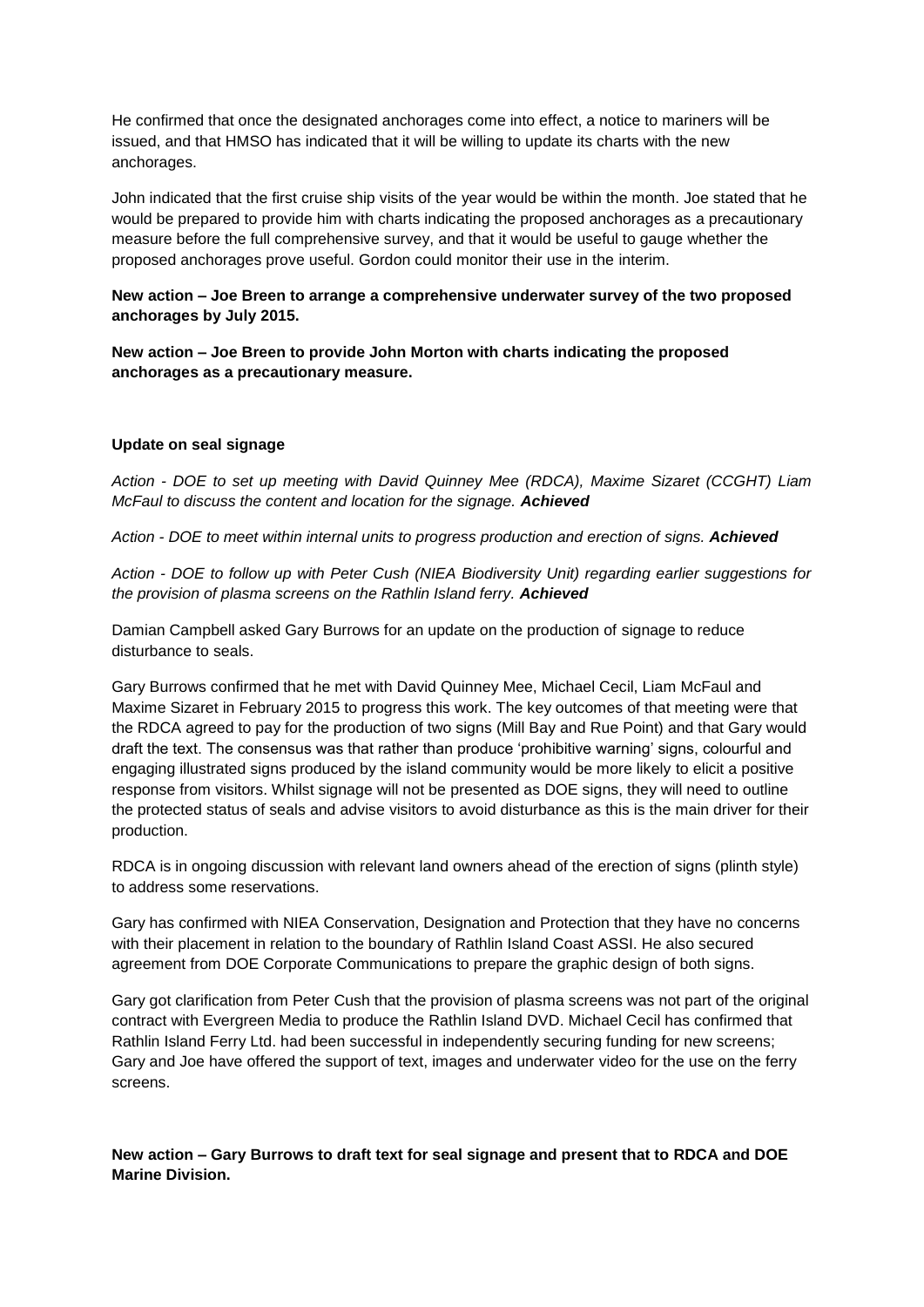He confirmed that once the designated anchorages come into effect, a notice to mariners will be issued, and that HMSO has indicated that it will be willing to update its charts with the new anchorages.

John indicated that the first cruise ship visits of the year would be within the month. Joe stated that he would be prepared to provide him with charts indicating the proposed anchorages as a precautionary measure before the full comprehensive survey, and that it would be useful to gauge whether the proposed anchorages prove useful. Gordon could monitor their use in the interim.

**New action – Joe Breen to arrange a comprehensive underwater survey of the two proposed anchorages by July 2015.**

**New action – Joe Breen to provide John Morton with charts indicating the proposed anchorages as a precautionary measure.**

**Update on seal signage**

*Action - DOE to set up meeting with David Quinney Mee (RDCA), Maxime Sizaret (CCGHT) Liam McFaul to discuss the content and location for the signage.* ***Achieved***

*Action - DOE to meet within internal units to progress production and erection of signs.* ***Achieved***

*Action - DOE to follow up with Peter Cush (NIEA Biodiversity Unit) regarding earlier suggestions for the provision of plasma screens on the Rathlin Island ferry.* ***Achieved***

Damian Campbell asked Gary Burrows for an update on the production of signage to reduce disturbance to seals.

Gary Burrows confirmed that he met with David Quinney Mee, Michael Cecil, Liam McFaul and Maxime Sizaret in February 2015 to progress this work. The key outcomes of that meeting were that the RDCA agreed to pay for the production of two signs (Mill Bay and Rue Point) and that Gary would draft the text. The consensus was that rather than produce 'prohibitive warning' signs, colourful and engaging illustrated signs produced by the island community would be more likely to elicit a positive response from visitors. Whilst signage will not be presented as DOE signs, they will need to outline the protected status of seals and advise visitors to avoid disturbance as this is the main driver for their production.

RDCA is in ongoing discussion with relevant land owners ahead of the erection of signs (plinth style) to address some reservations.

Gary has confirmed with NIEA Conservation, Designation and Protection that they have no concerns with their placement in relation to the boundary of Rathlin Island Coast ASSI. He also secured agreement from DOE Corporate Communications to prepare the graphic design of both signs.

Gary got clarification from Peter Cush that the provision of plasma screens was not part of the original contract with Evergreen Media to produce the Rathlin Island DVD. Michael Cecil has confirmed that Rathlin Island Ferry Ltd. had been successful in independently securing funding for new screens; Gary and Joe have offered the support of text, images and underwater video for the use on the ferry screens.

**New action – Gary Burrows to draft text for seal signage and present that to RDCA and DOE Marine Division.**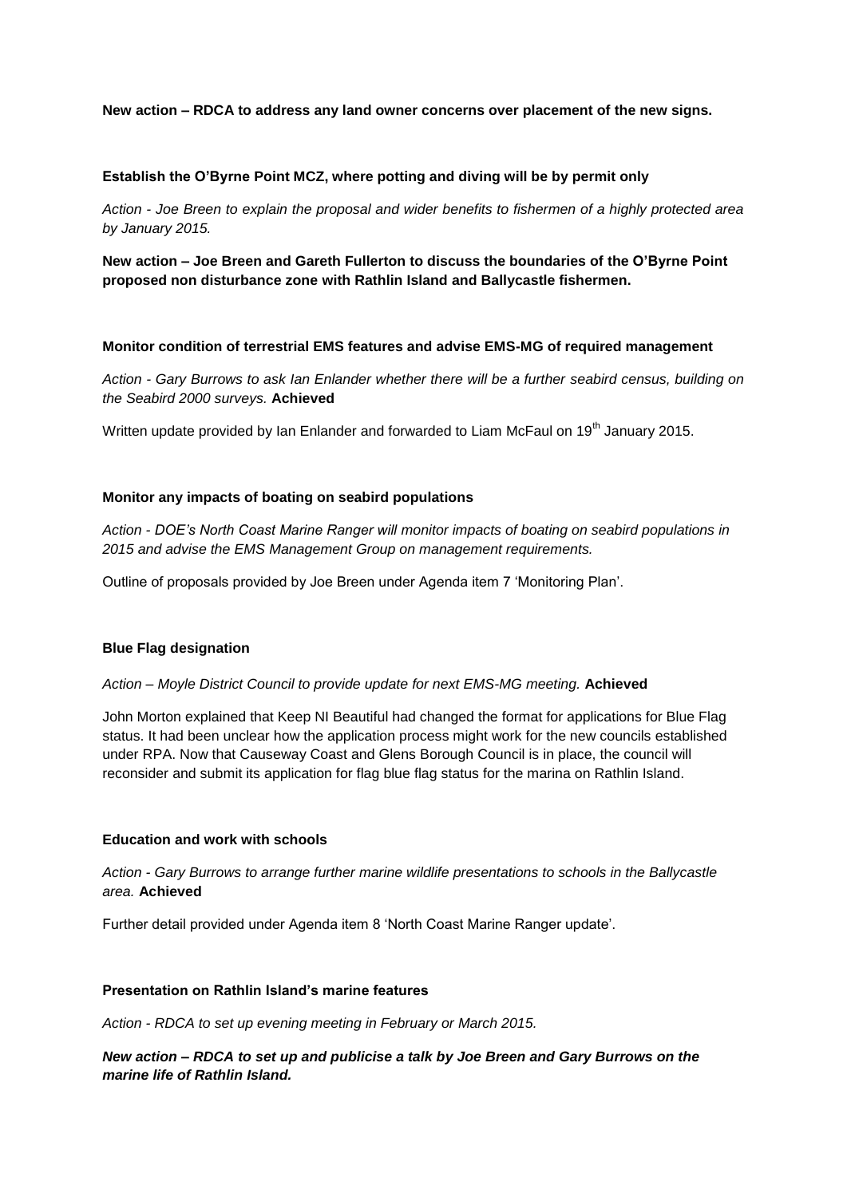**New action – RDCA to address any land owner concerns over placement of the new signs.**

**Establish the O'Byrne Point MCZ, where potting and diving will be by permit only**

*Action - Joe Breen to explain the proposal and wider benefits to fishermen of a highly protected area by January 2015.*

**New action – Joe Breen and Gareth Fullerton to discuss the boundaries of the O'Byrne Point proposed non disturbance zone with Rathlin Island and Ballycastle fishermen.**

**Monitor condition of terrestrial EMS features and advise EMS-MG of required management**

*Action - Gary Burrows to ask Ian Enlander whether there will be a further seabird census, building on the Seabird 2000 surveys.* **Achieved**

Written update provided by Ian Enlander and forwarded to Liam McFaul on 19th January 2015.

**Monitor any impacts of boating on seabird populations**

*Action - DOE's North Coast Marine Ranger will monitor impacts of boating on seabird populations in 2015 and advise the EMS Management Group on management requirements.*

Outline of proposals provided by Joe Breen under Agenda item 7 'Monitoring Plan'.

**Blue Flag designation**

*Action – Moyle District Council to provide update for next EMS-MG meeting.* **Achieved**

John Morton explained that Keep NI Beautiful had changed the format for applications for Blue Flag status. It had been unclear how the application process might work for the new councils established under RPA. Now that Causeway Coast and Glens Borough Council is in place, the council will reconsider and submit its application for flag blue flag status for the marina on Rathlin Island.

**Education and work with schools**

*Action - Gary Burrows to arrange further marine wildlife presentations to schools in the Ballycastle area.* **Achieved**

Further detail provided under Agenda item 8 'North Coast Marine Ranger update'.

**Presentation on Rathlin Island's marine features**

*Action - RDCA to set up evening meeting in February or March 2015.*

***New action – RDCA to set up and publicise a talk by Joe Breen and Gary Burrows on the marine life of Rathlin Island.***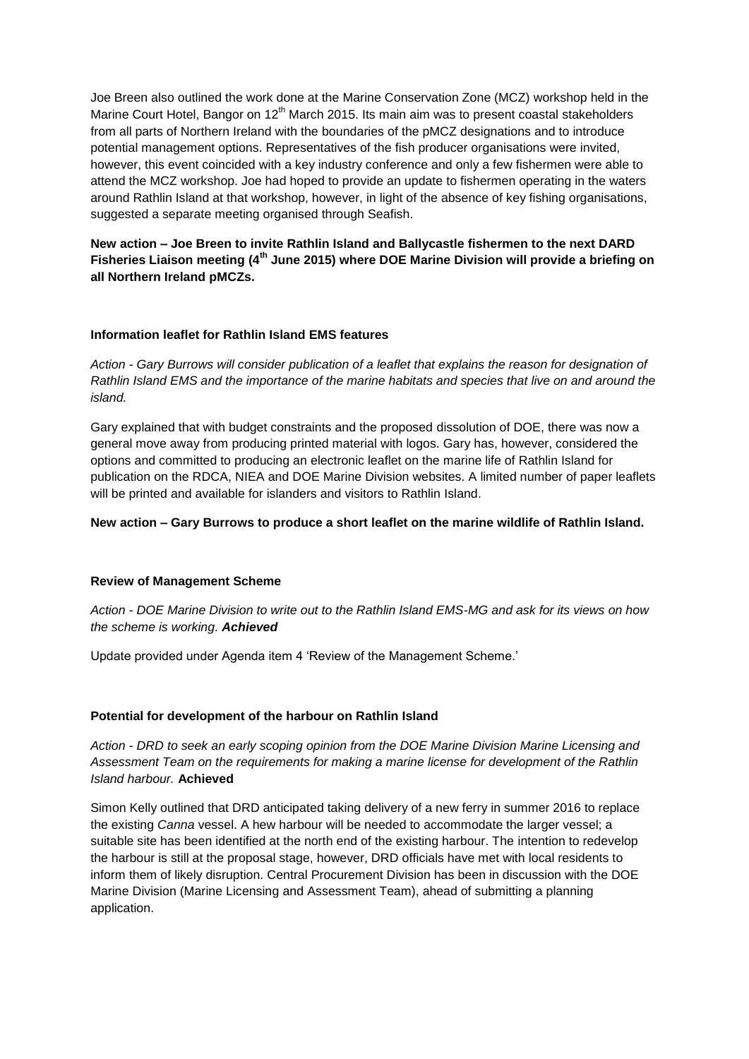Joe Breen also outlined the work done at the Marine Conservation Zone (MCZ) workshop held in the Marine Court Hotel, Bangor on 12th March 2015. Its main aim was to present coastal stakeholders from all parts of Northern Ireland with the boundaries of the pMCZ designations and to introduce potential management options. Representatives of the fish producer organisations were invited, however, this event coincided with a key industry conference and only a few fishermen were able to attend the MCZ workshop. Joe had hoped to provide an update to fishermen operating in the waters around Rathlin Island at that workshop, however, in light of the absence of key fishing organisations, suggested a separate meeting organised through Seafish.

**New action – Joe Breen to invite Rathlin Island and Ballycastle fishermen to the next DARD Fisheries Liaison meeting (4th June 2015) where DOE Marine Division will provide a briefing on all Northern Ireland pMCZs.**

**Information leaflet for Rathlin Island EMS features**

*Action - Gary Burrows will consider publication of a leaflet that explains the reason for designation of Rathlin Island EMS and the importance of the marine habitats and species that live on and around the island.*

Gary explained that with budget constraints and the proposed dissolution of DOE, there was now a general move away from producing printed material with logos. Gary has, however, considered the options and committed to producing an electronic leaflet on the marine life of Rathlin Island for publication on the RDCA, NIEA and DOE Marine Division websites. A limited number of paper leaflets will be printed and available for islanders and visitors to Rathlin Island.

**New action – Gary Burrows to produce a short leaflet on the marine wildlife of Rathlin Island.**

**Review of Management Scheme**

*Action - DOE Marine Division to write out to the Rathlin Island EMS-MG and ask for its views on how the scheme is working. **Achieved***

Update provided under Agenda item 4 'Review of the Management Scheme.'

**Potential for development of the harbour on Rathlin Island**

*Action - DRD to seek an early scoping opinion from the DOE Marine Division Marine Licensing and Assessment Team on the requirements for making a marine license for development of the Rathlin Island harbour.* **Achieved**

Simon Kelly outlined that DRD anticipated taking delivery of a new ferry in summer 2016 to replace the existing *Canna* vessel. A hew harbour will be needed to accommodate the larger vessel; a suitable site has been identified at the north end of the existing harbour. The intention to redevelop the harbour is still at the proposal stage, however, DRD officials have met with local residents to inform them of likely disruption. Central Procurement Division has been in discussion with the DOE Marine Division (Marine Licensing and Assessment Team), ahead of submitting a planning application.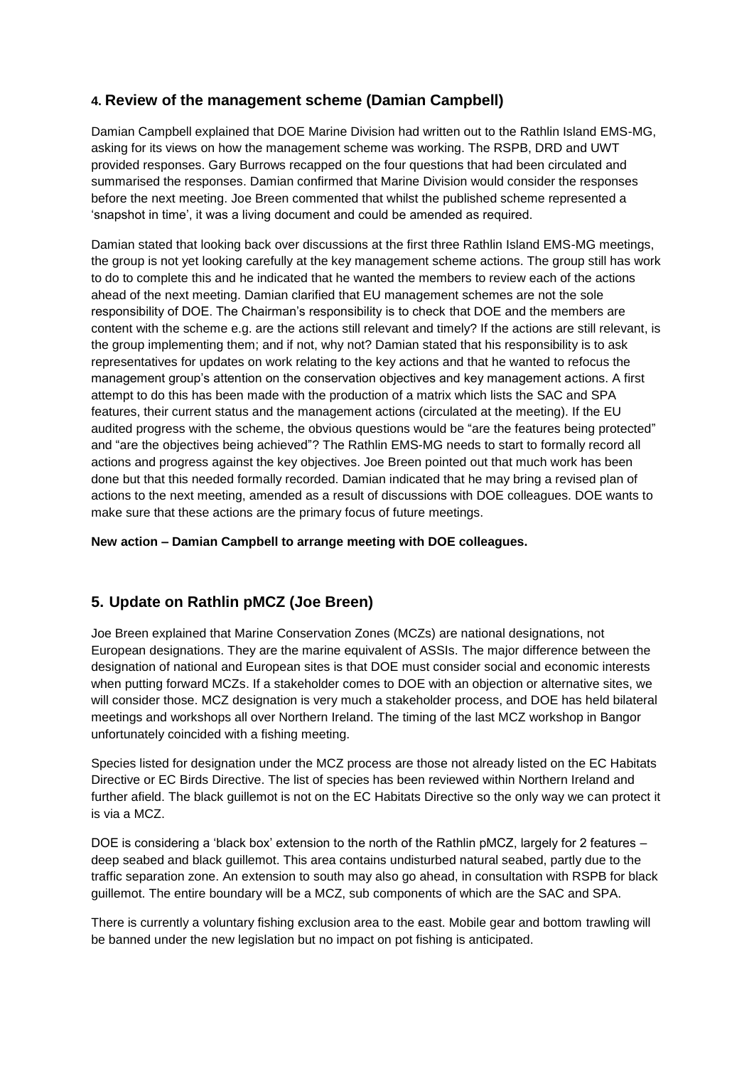## 4. Review of the management scheme (Damian Campbell)

Damian Campbell explained that DOE Marine Division had written out to the Rathlin Island EMS-MG, asking for its views on how the management scheme was working. The RSPB, DRD and UWT provided responses. Gary Burrows recapped on the four questions that had been circulated and summarised the responses. Damian confirmed that Marine Division would consider the responses before the next meeting. Joe Breen commented that whilst the published scheme represented a 'snapshot in time', it was a living document and could be amended as required.

Damian stated that looking back over discussions at the first three Rathlin Island EMS-MG meetings, the group is not yet looking carefully at the key management scheme actions. The group still has work to do to complete this and he indicated that he wanted the members to review each of the actions ahead of the next meeting. Damian clarified that EU management schemes are not the sole responsibility of DOE. The Chairman's responsibility is to check that DOE and the members are content with the scheme e.g. are the actions still relevant and timely? If the actions are still relevant, is the group implementing them; and if not, why not? Damian stated that his responsibility is to ask representatives for updates on work relating to the key actions and that he wanted to refocus the management group's attention on the conservation objectives and key management actions. A first attempt to do this has been made with the production of a matrix which lists the SAC and SPA features, their current status and the management actions (circulated at the meeting). If the EU audited progress with the scheme, the obvious questions would be "are the features being protected" and "are the objectives being achieved"? The Rathlin EMS-MG needs to start to formally record all actions and progress against the key objectives. Joe Breen pointed out that much work has been done but that this needed formally recorded. Damian indicated that he may bring a revised plan of actions to the next meeting, amended as a result of discussions with DOE colleagues. DOE wants to make sure that these actions are the primary focus of future meetings.

**New action – Damian Campbell to arrange meeting with DOE colleagues.**

## 5. Update on Rathlin pMCZ (Joe Breen)

Joe Breen explained that Marine Conservation Zones (MCZs) are national designations, not European designations. They are the marine equivalent of ASSIs. The major difference between the designation of national and European sites is that DOE must consider social and economic interests when putting forward MCZs. If a stakeholder comes to DOE with an objection or alternative sites, we will consider those. MCZ designation is very much a stakeholder process, and DOE has held bilateral meetings and workshops all over Northern Ireland. The timing of the last MCZ workshop in Bangor unfortunately coincided with a fishing meeting.

Species listed for designation under the MCZ process are those not already listed on the EC Habitats Directive or EC Birds Directive. The list of species has been reviewed within Northern Ireland and further afield. The black guillemot is not on the EC Habitats Directive so the only way we can protect it is via a MCZ.

DOE is considering a 'black box' extension to the north of the Rathlin pMCZ, largely for 2 features – deep seabed and black guillemot. This area contains undisturbed natural seabed, partly due to the traffic separation zone. An extension to south may also go ahead, in consultation with RSPB for black guillemot. The entire boundary will be a MCZ, sub components of which are the SAC and SPA.

There is currently a voluntary fishing exclusion area to the east. Mobile gear and bottom trawling will be banned under the new legislation but no impact on pot fishing is anticipated.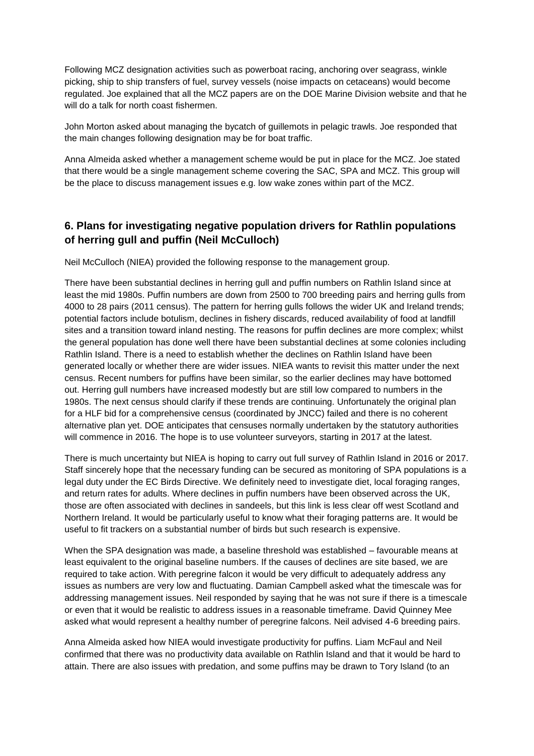Following MCZ designation activities such as powerboat racing, anchoring over seagrass, winkle picking, ship to ship transfers of fuel, survey vessels (noise impacts on cetaceans) would become regulated. Joe explained that all the MCZ papers are on the DOE Marine Division website and that he will do a talk for north coast fishermen.

John Morton asked about managing the bycatch of guillemots in pelagic trawls. Joe responded that the main changes following designation may be for boat traffic.

Anna Almeida asked whether a management scheme would be put in place for the MCZ. Joe stated that there would be a single management scheme covering the SAC, SPA and MCZ. This group will be the place to discuss management issues e.g. low wake zones within part of the MCZ.

## 6. Plans for investigating negative population drivers for Rathlin populations of herring gull and puffin (Neil McCulloch)

Neil McCulloch (NIEA) provided the following response to the management group.

There have been substantial declines in herring gull and puffin numbers on Rathlin Island since at least the mid 1980s. Puffin numbers are down from 2500 to 700 breeding pairs and herring gulls from 4000 to 28 pairs (2011 census). The pattern for herring gulls follows the wider UK and Ireland trends; potential factors include botulism, declines in fishery discards, reduced availability of food at landfill sites and a transition toward inland nesting. The reasons for puffin declines are more complex; whilst the general population has done well there have been substantial declines at some colonies including Rathlin Island. There is a need to establish whether the declines on Rathlin Island have been generated locally or whether there are wider issues. NIEA wants to revisit this matter under the next census. Recent numbers for puffins have been similar, so the earlier declines may have bottomed out. Herring gull numbers have increased modestly but are still low compared to numbers in the 1980s. The next census should clarify if these trends are continuing. Unfortunately the original plan for a HLF bid for a comprehensive census (coordinated by JNCC) failed and there is no coherent alternative plan yet. DOE anticipates that censuses normally undertaken by the statutory authorities will commence in 2016. The hope is to use volunteer surveyors, starting in 2017 at the latest.

There is much uncertainty but NIEA is hoping to carry out full survey of Rathlin Island in 2016 or 2017. Staff sincerely hope that the necessary funding can be secured as monitoring of SPA populations is a legal duty under the EC Birds Directive. We definitely need to investigate diet, local foraging ranges, and return rates for adults. Where declines in puffin numbers have been observed across the UK, those are often associated with declines in sandeels, but this link is less clear off west Scotland and Northern Ireland. It would be particularly useful to know what their foraging patterns are. It would be useful to fit trackers on a substantial number of birds but such research is expensive.

When the SPA designation was made, a baseline threshold was established – favourable means at least equivalent to the original baseline numbers. If the causes of declines are site based, we are required to take action. With peregrine falcon it would be very difficult to adequately address any issues as numbers are very low and fluctuating. Damian Campbell asked what the timescale was for addressing management issues. Neil responded by saying that he was not sure if there is a timescale or even that it would be realistic to address issues in a reasonable timeframe. David Quinney Mee asked what would represent a healthy number of peregrine falcons. Neil advised 4-6 breeding pairs.

Anna Almeida asked how NIEA would investigate productivity for puffins. Liam McFaul and Neil confirmed that there was no productivity data available on Rathlin Island and that it would be hard to attain. There are also issues with predation, and some puffins may be drawn to Tory Island (to an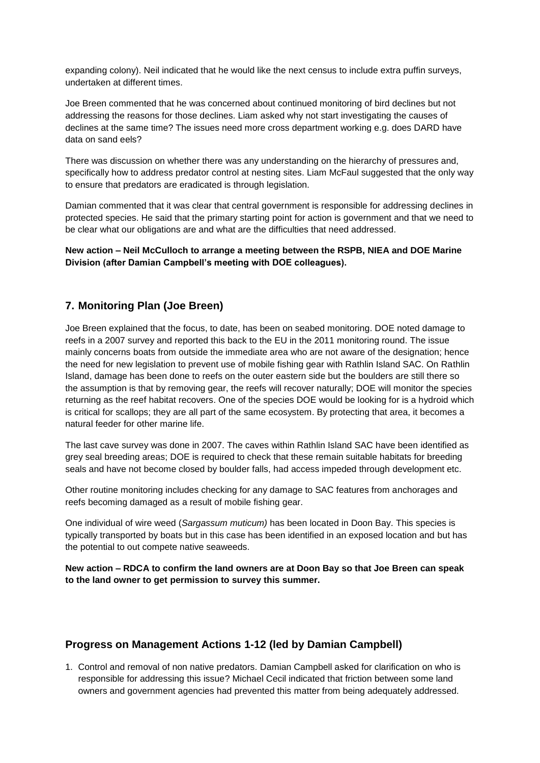expanding colony). Neil indicated that he would like the next census to include extra puffin surveys, undertaken at different times.

Joe Breen commented that he was concerned about continued monitoring of bird declines but not addressing the reasons for those declines. Liam asked why not start investigating the causes of declines at the same time? The issues need more cross department working e.g. does DARD have data on sand eels?

There was discussion on whether there was any understanding on the hierarchy of pressures and, specifically how to address predator control at nesting sites. Liam McFaul suggested that the only way to ensure that predators are eradicated is through legislation.

Damian commented that it was clear that central government is responsible for addressing declines in protected species. He said that the primary starting point for action is government and that we need to be clear what our obligations are and what are the difficulties that need addressed.

**New action – Neil McCulloch to arrange a meeting between the RSPB, NIEA and DOE Marine Division (after Damian Campbell's meeting with DOE colleagues).**

## 7. Monitoring Plan (Joe Breen)

Joe Breen explained that the focus, to date, has been on seabed monitoring. DOE noted damage to reefs in a 2007 survey and reported this back to the EU in the 2011 monitoring round. The issue mainly concerns boats from outside the immediate area who are not aware of the designation; hence the need for new legislation to prevent use of mobile fishing gear with Rathlin Island SAC. On Rathlin Island, damage has been done to reefs on the outer eastern side but the boulders are still there so the assumption is that by removing gear, the reefs will recover naturally; DOE will monitor the species returning as the reef habitat recovers. One of the species DOE would be looking for is a hydroid which is critical for scallops; they are all part of the same ecosystem. By protecting that area, it becomes a natural feeder for other marine life.

The last cave survey was done in 2007. The caves within Rathlin Island SAC have been identified as grey seal breeding areas; DOE is required to check that these remain suitable habitats for breeding seals and have not become closed by boulder falls, had access impeded through development etc.

Other routine monitoring includes checking for any damage to SAC features from anchorages and reefs becoming damaged as a result of mobile fishing gear.

One individual of wire weed (*Sargassum muticum)* has been located in Doon Bay. This species is typically transported by boats but in this case has been identified in an exposed location and but has the potential to out compete native seaweeds.

**New action – RDCA to confirm the land owners are at Doon Bay so that Joe Breen can speak to the land owner to get permission to survey this summer.**

## Progress on Management Actions 1-12 (led by Damian Campbell)

1. Control and removal of non native predators. Damian Campbell asked for clarification on who is responsible for addressing this issue? Michael Cecil indicated that friction between some land owners and government agencies had prevented this matter from being adequately addressed.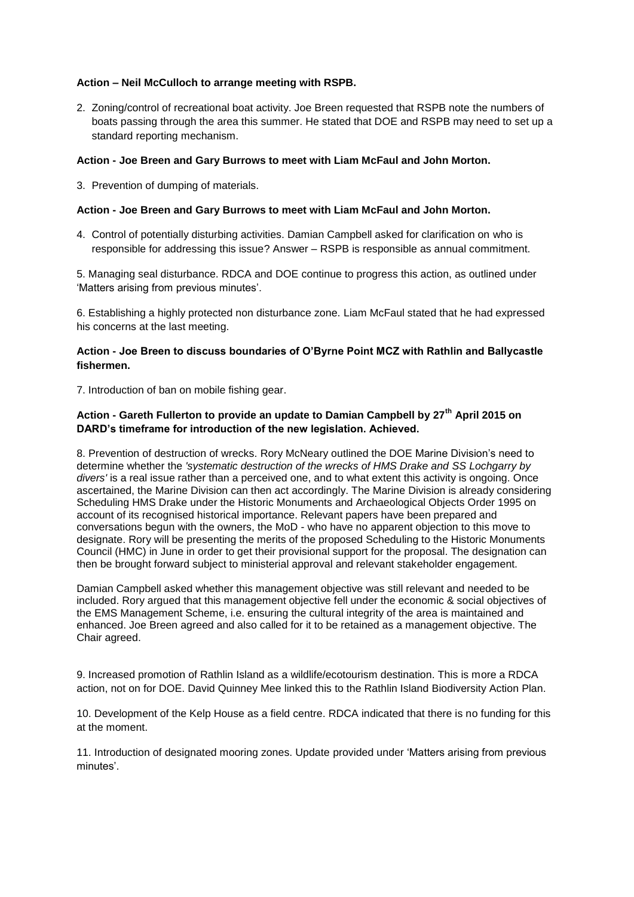**Action – Neil McCulloch to arrange meeting with RSPB.**

2. Zoning/control of recreational boat activity. Joe Breen requested that RSPB note the numbers of boats passing through the area this summer. He stated that DOE and RSPB may need to set up a standard reporting mechanism.

**Action - Joe Breen and Gary Burrows to meet with Liam McFaul and John Morton.**

3. Prevention of dumping of materials.

**Action - Joe Breen and Gary Burrows to meet with Liam McFaul and John Morton.**

4. Control of potentially disturbing activities. Damian Campbell asked for clarification on who is responsible for addressing this issue? Answer – RSPB is responsible as annual commitment.

5. Managing seal disturbance. RDCA and DOE continue to progress this action, as outlined under 'Matters arising from previous minutes'.

6. Establishing a highly protected non disturbance zone. Liam McFaul stated that he had expressed his concerns at the last meeting.

**Action - Joe Breen to discuss boundaries of O'Byrne Point MCZ with Rathlin and Ballycastle fishermen.**

7. Introduction of ban on mobile fishing gear.

**Action - Gareth Fullerton to provide an update to Damian Campbell by 27th April 2015 on DARD's timeframe for introduction of the new legislation. Achieved.**

8. Prevention of destruction of wrecks. Rory McNeary outlined the DOE Marine Division's need to determine whether the *'systematic destruction of the wrecks of HMS Drake and SS Lochgarry by divers'* is a real issue rather than a perceived one, and to what extent this activity is ongoing. Once ascertained, the Marine Division can then act accordingly. The Marine Division is already considering Scheduling HMS Drake under the Historic Monuments and Archaeological Objects Order 1995 on account of its recognised historical importance. Relevant papers have been prepared and conversations begun with the owners, the MoD - who have no apparent objection to this move to designate. Rory will be presenting the merits of the proposed Scheduling to the Historic Monuments Council (HMC) in June in order to get their provisional support for the proposal. The designation can then be brought forward subject to ministerial approval and relevant stakeholder engagement.

Damian Campbell asked whether this management objective was still relevant and needed to be included. Rory argued that this management objective fell under the economic & social objectives of the EMS Management Scheme, i.e. ensuring the cultural integrity of the area is maintained and enhanced. Joe Breen agreed and also called for it to be retained as a management objective. The Chair agreed.

9. Increased promotion of Rathlin Island as a wildlife/ecotourism destination. This is more a RDCA action, not on for DOE. David Quinney Mee linked this to the Rathlin Island Biodiversity Action Plan.

10. Development of the Kelp House as a field centre. RDCA indicated that there is no funding for this at the moment.

11. Introduction of designated mooring zones. Update provided under 'Matters arising from previous minutes'.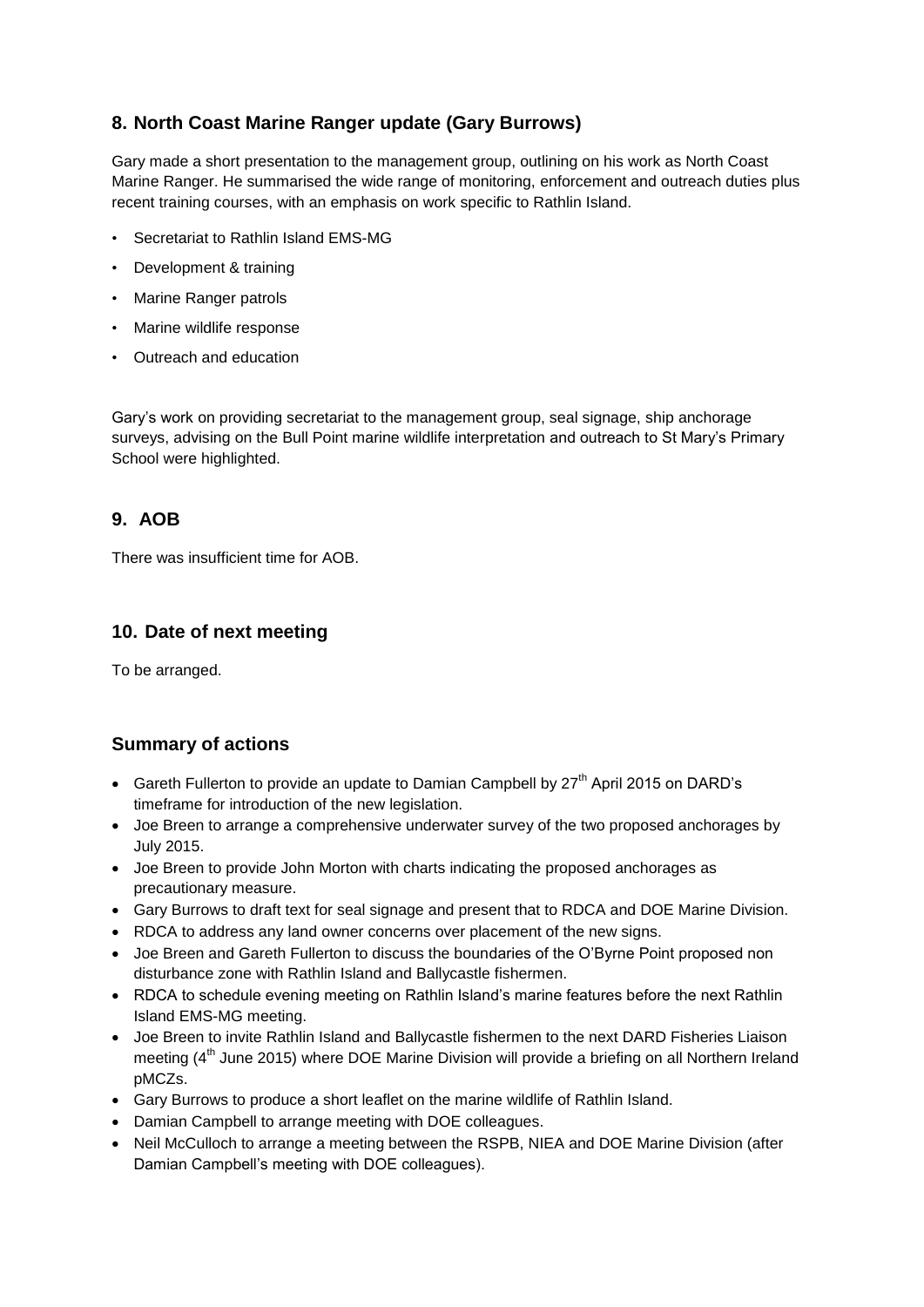## 8. North Coast Marine Ranger update (Gary Burrows)

Gary made a short presentation to the management group, outlining on his work as North Coast Marine Ranger. He summarised the wide range of monitoring, enforcement and outreach duties plus recent training courses, with an emphasis on work specific to Rathlin Island.

- Secretariat to Rathlin Island EMS-MG
- Development & training
- Marine Ranger patrols
- Marine wildlife response
- Outreach and education

Gary's work on providing secretariat to the management group, seal signage, ship anchorage surveys, advising on the Bull Point marine wildlife interpretation and outreach to St Mary's Primary School were highlighted.

## 9. AOB

There was insufficient time for AOB.

## 10. Date of next meeting

To be arranged.

## Summary of actions

- Gareth Fullerton to provide an update to Damian Campbell by 27th April 2015 on DARD's timeframe for introduction of the new legislation.
- Joe Breen to arrange a comprehensive underwater survey of the two proposed anchorages by July 2015.
- Joe Breen to provide John Morton with charts indicating the proposed anchorages as precautionary measure.
- Gary Burrows to draft text for seal signage and present that to RDCA and DOE Marine Division.
- RDCA to address any land owner concerns over placement of the new signs.
- Joe Breen and Gareth Fullerton to discuss the boundaries of the O'Byrne Point proposed non disturbance zone with Rathlin Island and Ballycastle fishermen.
- RDCA to schedule evening meeting on Rathlin Island's marine features before the next Rathlin Island EMS-MG meeting.
- Joe Breen to invite Rathlin Island and Ballycastle fishermen to the next DARD Fisheries Liaison meeting (4th June 2015) where DOE Marine Division will provide a briefing on all Northern Ireland pMCZs.
- Gary Burrows to produce a short leaflet on the marine wildlife of Rathlin Island.
- Damian Campbell to arrange meeting with DOE colleagues.
- Neil McCulloch to arrange a meeting between the RSPB, NIEA and DOE Marine Division (after Damian Campbell's meeting with DOE colleagues).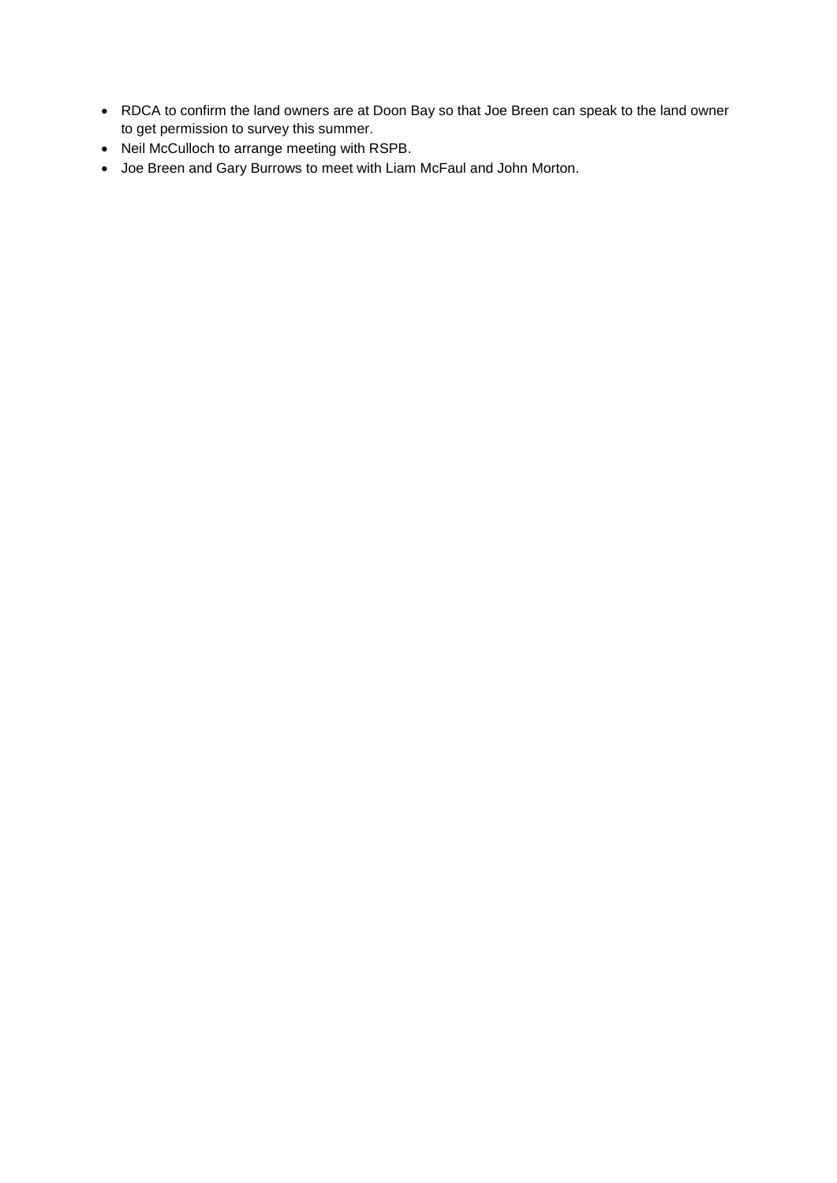- RDCA to confirm the land owners are at Doon Bay so that Joe Breen can speak to the land owner to get permission to survey this summer.
- Neil McCulloch to arrange meeting with RSPB.
- Joe Breen and Gary Burrows to meet with Liam McFaul and John Morton.